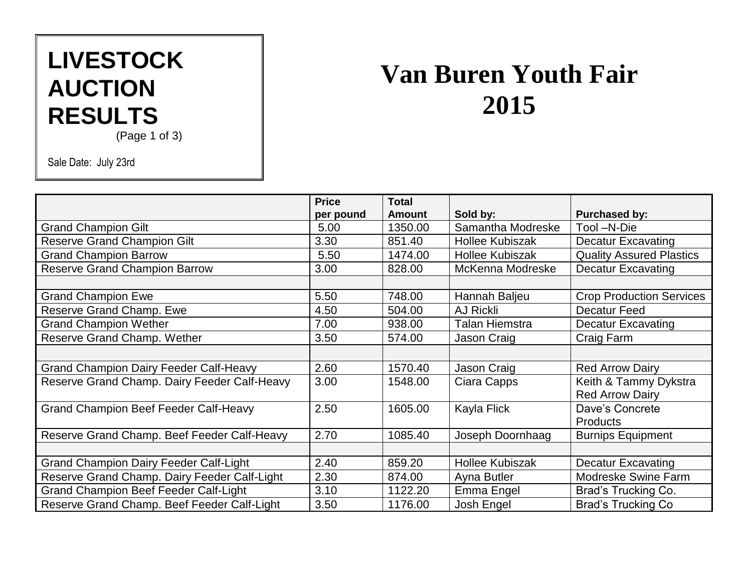# LIVESTOCK AUCTION RESULTS

(Page 1 of 3)

Sale Date: July 23rd

# Van Buren Youth Fair 2015

| | Price per pound | Total Amount | Sold by: | Purchased by: |
|---|---|---|---|---|
| Grand Champion Gilt | 5.00 | 1350.00 | Samantha Modreske | Tool –N-Die |
| Reserve Grand Champion Gilt | 3.30 | 851.40 | Hollee Kubiszak | Decatur Excavating |
| Grand Champion Barrow | 5.50 | 1474.00 | Hollee Kubiszak | Quality Assured Plastics |
| Reserve Grand Champion Barrow | 3.00 | 828.00 | McKenna Modreske | Decatur Excavating |
| | | | | |
| Grand Champion Ewe | 5.50 | 748.00 | Hannah Baljeu | Crop Production Services |
| Reserve Grand Champ. Ewe | 4.50 | 504.00 | AJ Rickli | Decatur Feed |
| Grand Champion Wether | 7.00 | 938.00 | Talan Hiemstra | Decatur Excavating |
| Reserve Grand Champ. Wether | 3.50 | 574.00 | Jason Craig | Craig Farm |
| | | | | |
| Grand Champion Dairy Feeder Calf-Heavy | 2.60 | 1570.40 | Jason Craig | Red Arrow Dairy |
| Reserve Grand Champ. Dairy Feeder Calf-Heavy | 3.00 | 1548.00 | Ciara Capps | Keith & Tammy Dykstra Red Arrow Dairy |
| Grand Champion Beef Feeder Calf-Heavy | 2.50 | 1605.00 | Kayla Flick | Dave's Concrete Products |
| Reserve Grand Champ. Beef Feeder Calf-Heavy | 2.70 | 1085.40 | Joseph Doornhaag | Burnips Equipment |
| | | | | |
| Grand Champion Dairy Feeder Calf-Light | 2.40 | 859.20 | Hollee Kubiszak | Decatur Excavating |
| Reserve Grand Champ. Dairy Feeder Calf-Light | 2.30 | 874.00 | Ayna Butler | Modreske Swine Farm |
| Grand Champion Beef Feeder Calf-Light | 3.10 | 1122.20 | Emma Engel | Brad's Trucking Co. |
| Reserve Grand Champ. Beef Feeder Calf-Light | 3.50 | 1176.00 | Josh Engel | Brad's Trucking Co |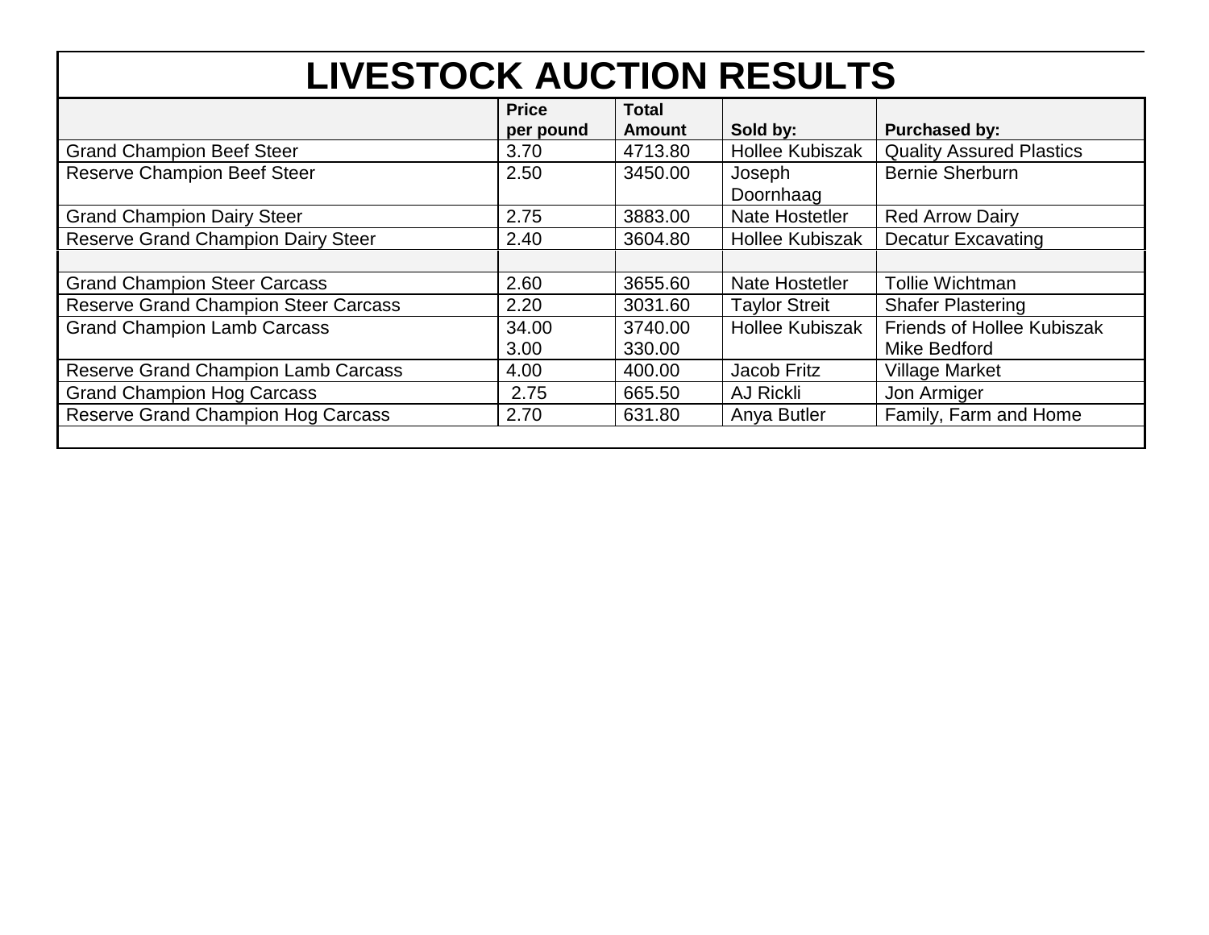# LIVESTOCK AUCTION RESULTS

| | Price per pound | Total Amount | Sold by: | Purchased by: |
|---|---|---|---|---|
| Grand Champion Beef Steer | 3.70 | 4713.80 | Hollee Kubiszak | Quality Assured Plastics |
| Reserve Champion Beef Steer | 2.50 | 3450.00 | Joseph Doornhaag | Bernie Sherburn |
| Grand Champion Dairy Steer | 2.75 | 3883.00 | Nate Hostetler | Red Arrow Dairy |
| Reserve Grand Champion Dairy Steer | 2.40 | 3604.80 | Hollee Kubiszak | Decatur Excavating |
| | | | | |
| Grand Champion Steer Carcass | 2.60 | 3655.60 | Nate Hostetler | Tollie Wichtman |
| Reserve Grand Champion Steer Carcass | 2.20 | 3031.60 | Taylor Streit | Shafer Plastering |
| Grand Champion Lamb Carcass | 34.00<br>3.00 | 3740.00<br>330.00 | Hollee Kubiszak | Friends of Hollee Kubiszak<br>Mike Bedford |
| Reserve Grand Champion Lamb Carcass | 4.00 | 400.00 | Jacob Fritz | Village Market |
| Grand Champion Hog Carcass | 2.75 | 665.50 | AJ Rickli | Jon Armiger |
| Reserve Grand Champion Hog Carcass | 2.70 | 631.80 | Anya Butler | Family, Farm and Home |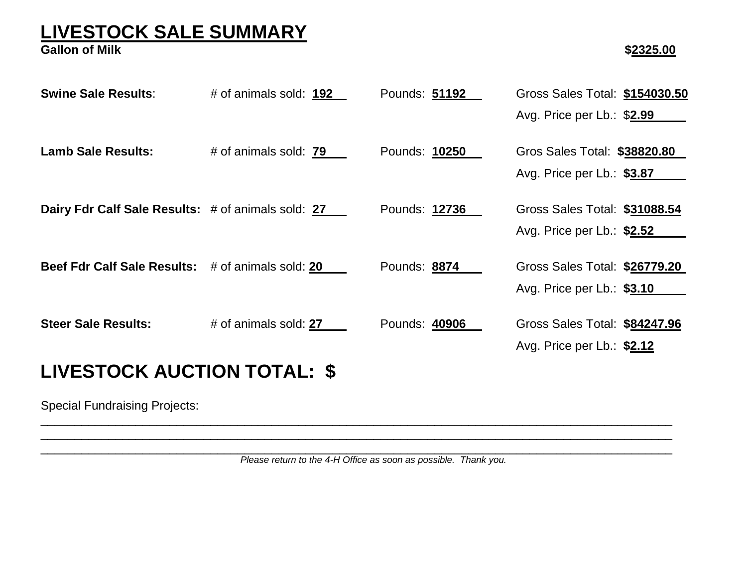# LIVESTOCK SALE SUMMARY

**Gallon of Milk** **$2325.00**

| | | | |
|---|---|---|---|
| **Swine Sale Results**: | # of animals sold: **192** | Pounds: **51192** | Gross Sales Total: **$154030.50** |
| | | | Avg. Price per Lb.: $**2.99** |
| **Lamb Sale Results:** | # of animals sold: **79** | Pounds: **10250** | Gros Sales Total: **$38820.80** |
| | | | Avg. Price per Lb.: **$3.87** |
| **Dairy Fdr Calf Sale Results:** | # of animals sold: **27** | Pounds: **12736** | Gross Sales Total: **$31088.54** |
| | | | Avg. Price per Lb.: **$2.52** |
| **Beef Fdr Calf Sale Results:** | # of animals sold: **20** | Pounds: **8874** | Gross Sales Total: **$26779.20** |
| | | | Avg. Price per Lb.: **$3.10** |
| **Steer Sale Results:** | # of animals sold: **27** | Pounds: **40906** | Gross Sales Total: **$84247.96** |
| | | | Avg. Price per Lb.: **$2.12** |

## LIVESTOCK AUCTION TOTAL: $

Special Fundraising Projects:

___________________________________________________________________________

___________________________________________________________________________

___________________________________________________________________________

*Please return to the 4-H Office as soon as possible. Thank you.*